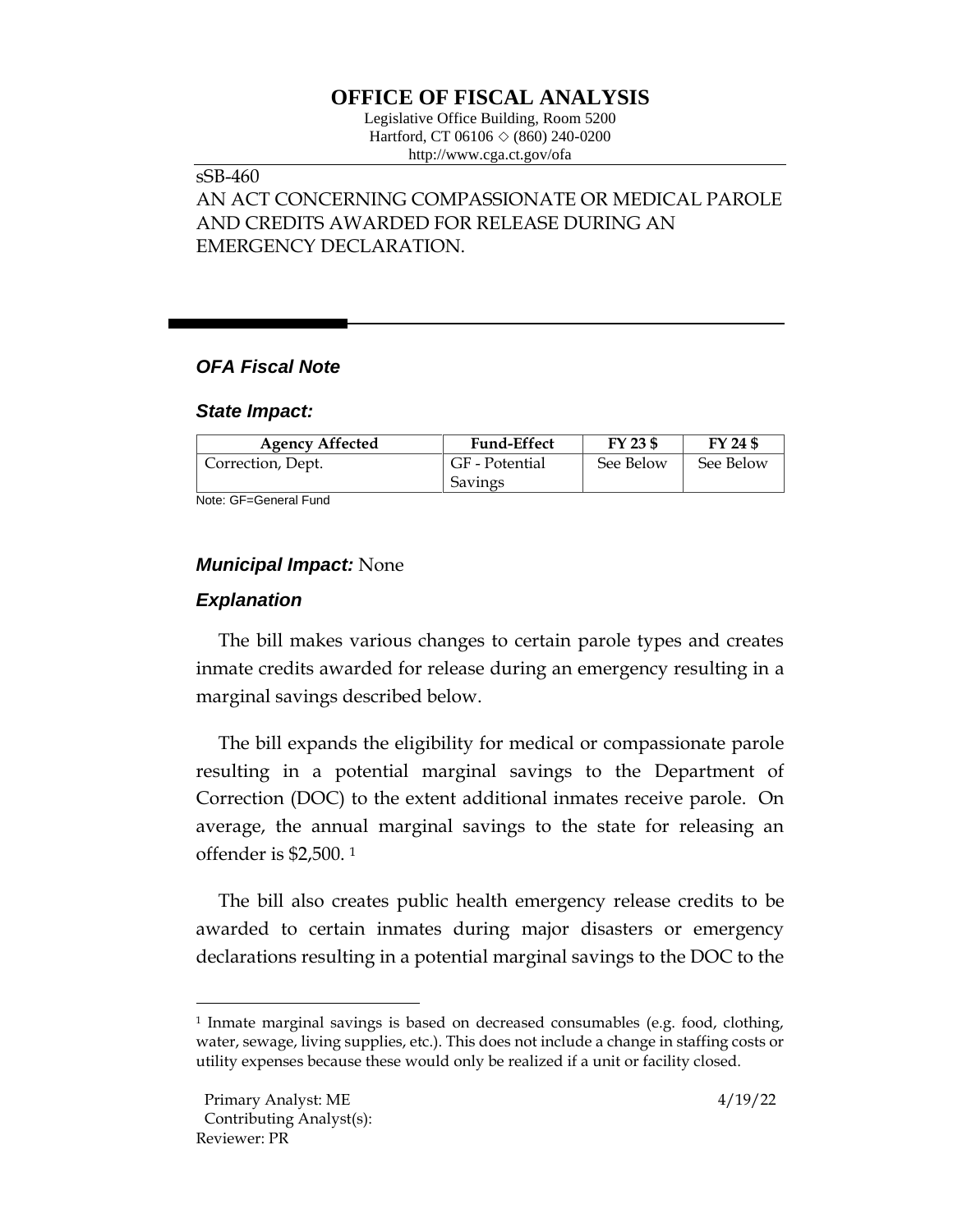# OFFICE OF FISCAL ANALYSIS

Legislative Office Building, Room 5200
Hartford, CT 06106 ◇ (860) 240-0200
http://www.cga.ct.gov/ofa

sSB-460
AN ACT CONCERNING COMPASSIONATE OR MEDICAL PAROLE AND CREDITS AWARDED FOR RELEASE DURING AN EMERGENCY DECLARATION.

## *OFA Fiscal Note*

### *State Impact:*

| Agency Affected | Fund-Effect | FY 23 $ | FY 24 $ |
|---|---|---|---|
| Correction, Dept. | GF - Potential Savings | See Below | See Below |

Note: GF=General Fund

### *Municipal Impact:* None

### *Explanation*

The bill makes various changes to certain parole types and creates inmate credits awarded for release during an emergency resulting in a marginal savings described below.

The bill expands the eligibility for medical or compassionate parole resulting in a potential marginal savings to the Department of Correction (DOC) to the extent additional inmates receive parole. On average, the annual marginal savings to the state for releasing an offender is $2,500. [1]

The bill also creates public health emergency release credits to be awarded to certain inmates during major disasters or emergency declarations resulting in a potential marginal savings to the DOC to the

[1] Inmate marginal savings is based on decreased consumables (e.g. food, clothing, water, sewage, living supplies, etc.). This does not include a change in staffing costs or utility expenses because these would only be realized if a unit or facility closed.

Primary Analyst: ME
Contributing Analyst(s):
Reviewer: PR

4/19/22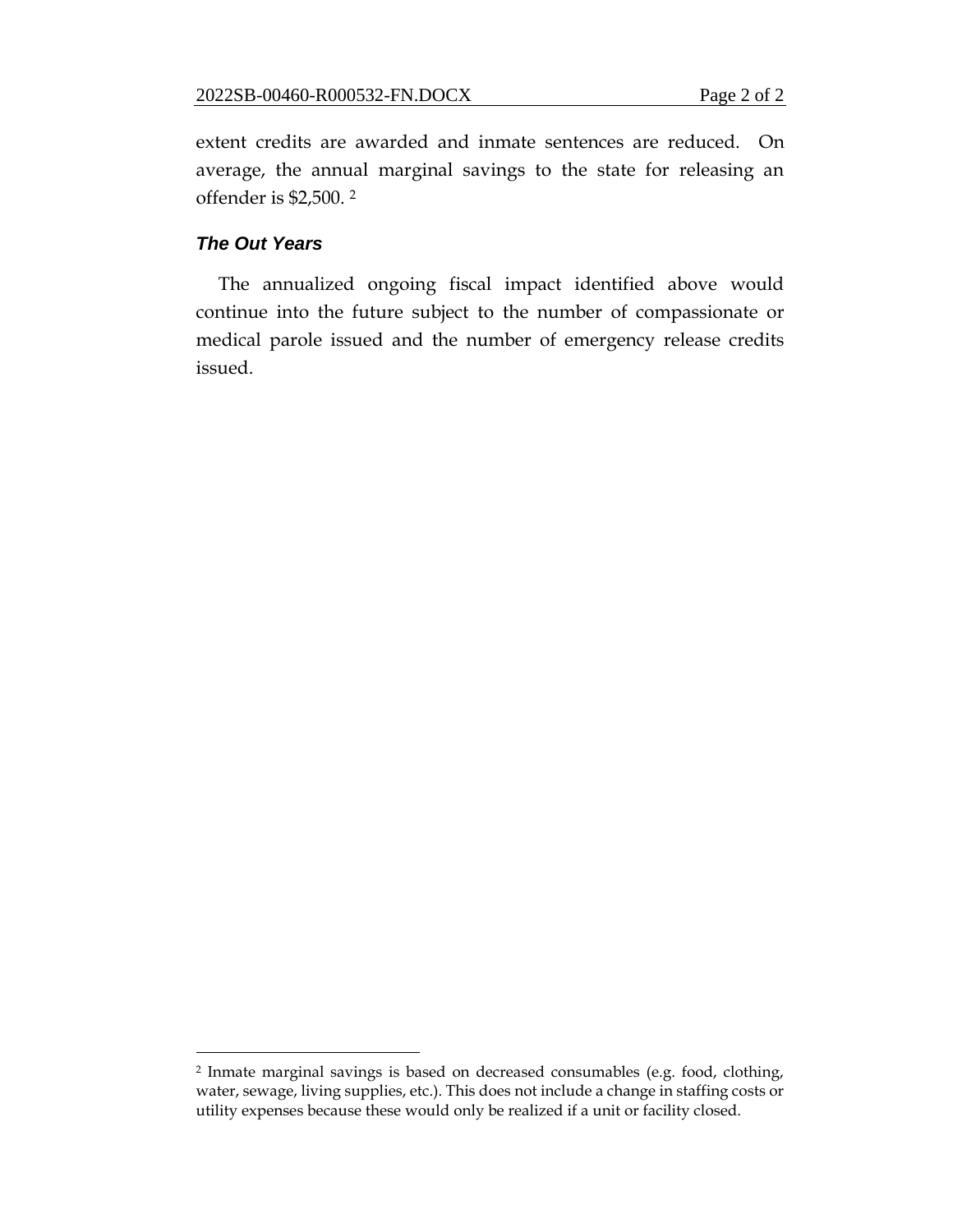extent credits are awarded and inmate sentences are reduced. On average, the annual marginal savings to the state for releasing an offender is $2,500. [2]

### *The Out Years*

The annualized ongoing fiscal impact identified above would continue into the future subject to the number of compassionate or medical parole issued and the number of emergency release credits issued.

---

[2] Inmate marginal savings is based on decreased consumables (e.g. food, clothing, water, sewage, living supplies, etc.). This does not include a change in staffing costs or utility expenses because these would only be realized if a unit or facility closed.